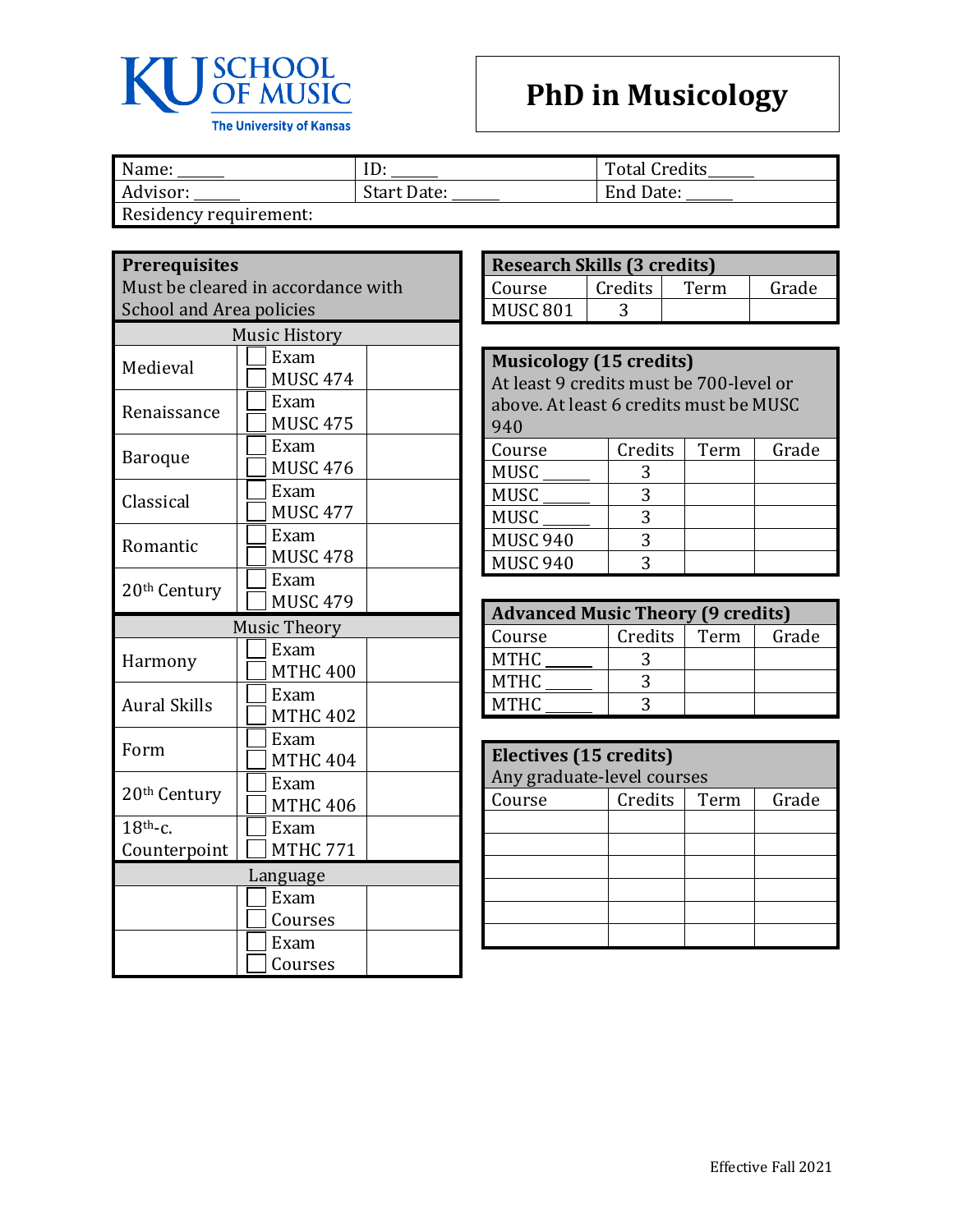KU SCHOOL OF MUSIC
The University of Kansas

# PhD in Musicology

| Name: ______ | ID: ______ | Total Credits ______ |
|---|---|---|
| Advisor: ______ | Start Date: ______ | End Date: ______ |
| Residency requirement: | | |

## Prerequisites

Must be cleared in accordance with School and Area policies

| Music History | | |
|---|---|---|
| Medieval | ☐ Exam<br>☐ MUSC 474 | |
| Renaissance | ☐ Exam<br>☐ MUSC 475 | |
| Baroque | ☐ Exam<br>☐ MUSC 476 | |
| Classical | ☐ Exam<br>☐ MUSC 477 | |
| Romantic | ☐ Exam<br>☐ MUSC 478 | |
| 20th Century | ☐ Exam<br>☐ MUSC 479 | |

| Music Theory | | |
|---|---|---|
| Harmony | ☐ Exam<br>☐ MTHC 400 | |
| Aural Skills | ☐ Exam<br>☐ MTHC 402 | |
| Form | ☐ Exam<br>☐ MTHC 404 | |
| 20th Century | ☐ Exam<br>☐ MTHC 406 | |
| 18th-c. Counterpoint | ☐ Exam<br>☐ MTHC 771 | |

| Language | | |
|---|---|---|
| | ☐ Exam<br>☐ Courses | |
| | ☐ Exam<br>☐ Courses | |

## Research Skills (3 credits)

| Course | Credits | Term | Grade |
|---|---|---|---|
| MUSC 801 | 3 | | |

## Musicology (15 credits)

At least 9 credits must be 700-level or above. At least 6 credits must be MUSC 940

| Course | Credits | Term | Grade |
|---|---|---|---|
| MUSC ______ | 3 | | |
| MUSC ______ | 3 | | |
| MUSC ______ | 3 | | |
| MUSC 940 | 3 | | |
| MUSC 940 | 3 | | |

## Advanced Music Theory (9 credits)

| Course | Credits | Term | Grade |
|---|---|---|---|
| MTHC ______ | 3 | | |
| MTHC ______ | 3 | | |
| MTHC ______ | 3 | | |

## Electives (15 credits)

Any graduate-level courses

| Course | Credits | Term | Grade |
|---|---|---|---|
| | | | |
| | | | |
| | | | |
| | | | |
| | | | |
| | | | |

Effective Fall 2021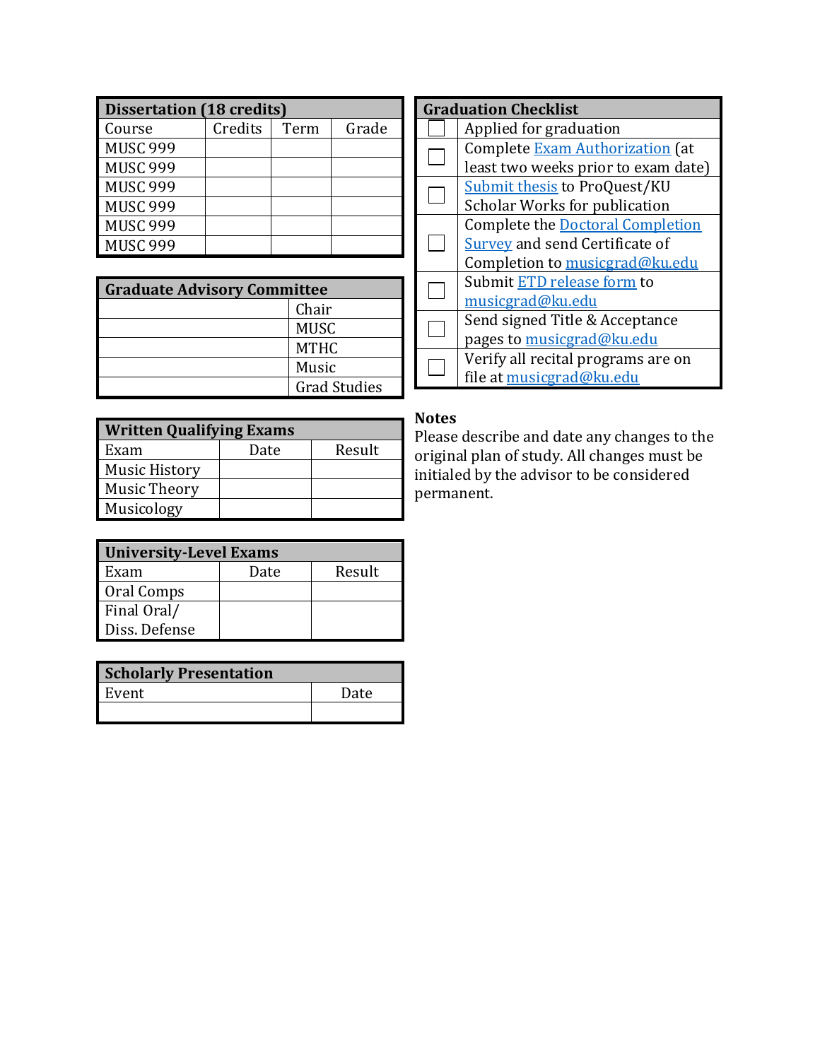| Dissertation (18 credits) | | | |
|---|---|---|---|
| Course | Credits | Term | Grade |
| MUSC 999 | | | |
| MUSC 999 | | | |
| MUSC 999 | | | |
| MUSC 999 | | | |
| MUSC 999 | | | |
| MUSC 999 | | | |

| Graduate Advisory Committee | |
|---|---|
| | Chair |
| | MUSC |
| | MTHC |
| | Music |
| | Grad Studies |

| Written Qualifying Exams | | |
|---|---|---|
| Exam | Date | Result |
| Music History | | |
| Music Theory | | |
| Musicology | | |

| University-Level Exams | | |
|---|---|---|
| Exam | Date | Result |
| Oral Comps | | |
| Final Oral/ Diss. Defense | | |

| Scholarly Presentation | |
|---|---|
| Event | Date |
| | |

| Graduation Checklist | |
|---|---|
| ☐ | Applied for graduation |
| ☐ | Complete Exam Authorization (at least two weeks prior to exam date) |
| ☐ | Submit thesis to ProQuest/KU Scholar Works for publication |
| ☐ | Complete the Doctoral Completion Survey and send Certificate of Completion to musicgrad@ku.edu |
| ☐ | Submit ETD release form to musicgrad@ku.edu |
| ☐ | Send signed Title & Acceptance pages to musicgrad@ku.edu |
| ☐ | Verify all recital programs are on file at musicgrad@ku.edu |

**Notes**

Please describe and date any changes to the original plan of study. All changes must be initialed by the advisor to be considered permanent.